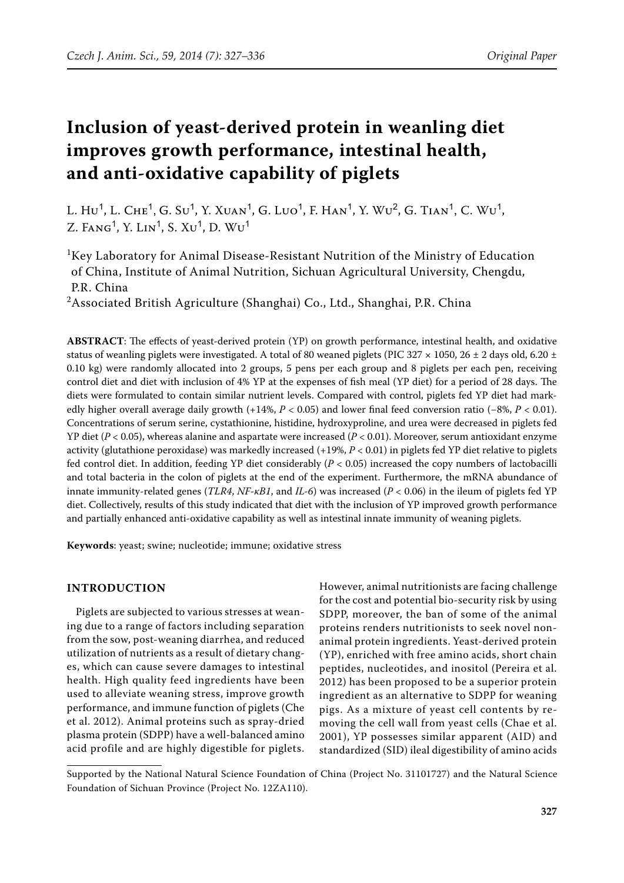# Inclusion of yeast-derived protein in weanling diet improves growth performance, intestinal health, and anti-oxidative capability of piglets

L. Hu[1], L. Che[1], G. Su[1], Y. Xuan[1], G. Luo[1], F. Han[1], Y. Wu[2], G. Tian[1], C. Wu[1], Z. Fang[1], Y. Lin[1], S. Xu[1], D. Wu[1]

[1]Key Laboratory for Animal Disease-Resistant Nutrition of the Ministry of Education of China, Institute of Animal Nutrition, Sichuan Agricultural University, Chengdu, P.R. China

[2]Associated British Agriculture (Shanghai) Co., Ltd., Shanghai, P.R. China

**ABSTRACT**: The effects of yeast-derived protein (YP) on growth performance, intestinal health, and oxidative status of weanling piglets were investigated. A total of 80 weaned piglets (PIC 327 × 1050, 26 ± 2 days old, 6.20 ± 0.10 kg) were randomly allocated into 2 groups, 5 pens per each group and 8 piglets per each pen, receiving control diet and diet with inclusion of 4% YP at the expenses of fish meal (YP diet) for a period of 28 days. The diets were formulated to contain similar nutrient levels. Compared with control, piglets fed YP diet had markedly higher overall average daily growth (+14%, $P < 0.05$) and lower final feed conversion ratio (–8%, $P < 0.01$). Concentrations of serum serine, cystathionine, histidine, hydroxyproline, and urea were decreased in piglets fed YP diet ($P < 0.05$), whereas alanine and aspartate were increased ($P < 0.01$). Moreover, serum antioxidant enzyme activity (glutathione peroxidase) was markedly increased (+19%, $P < 0.01$) in piglets fed YP diet relative to piglets fed control diet. In addition, feeding YP diet considerably ($P < 0.05$) increased the copy numbers of lactobacilli and total bacteria in the colon of piglets at the end of the experiment. Furthermore, the mRNA abundance of innate immunity-related genes (*TLR4*, *NF-κB1*, and *IL-6*) was increased ($P < 0.06$) in the ileum of piglets fed YP diet. Collectively, results of this study indicated that diet with the inclusion of YP improved growth performance and partially enhanced anti-oxidative capability as well as intestinal innate immunity of weaning piglets.

**Keywords**: yeast; swine; nucleotide; immune; oxidative stress

## INTRODUCTION

Piglets are subjected to various stresses at weaning due to a range of factors including separation from the sow, post-weaning diarrhea, and reduced utilization of nutrients as a result of dietary changes, which can cause severe damages to intestinal health. High quality feed ingredients have been used to alleviate weaning stress, improve growth performance, and immune function of piglets (Che et al. 2012). Animal proteins such as spray-dried plasma protein (SDPP) have a well-balanced amino acid profile and are highly digestible for piglets. However, animal nutritionists are facing challenge for the cost and potential bio-security risk by using SDPP, moreover, the ban of some of the animal proteins renders nutritionists to seek novel non-animal protein ingredients. Yeast-derived protein (YP), enriched with free amino acids, short chain peptides, nucleotides, and inositol (Pereira et al. 2012) has been proposed to be a superior protein ingredient as an alternative to SDPP for weaning pigs. As a mixture of yeast cell contents by removing the cell wall from yeast cells (Chae et al. 2001), YP possesses similar apparent (AID) and standardized (SID) ileal digestibility of amino acids

Supported by the National Natural Science Foundation of China (Project No. 31101727) and the Natural Science Foundation of Sichuan Province (Project No. 12ZA110).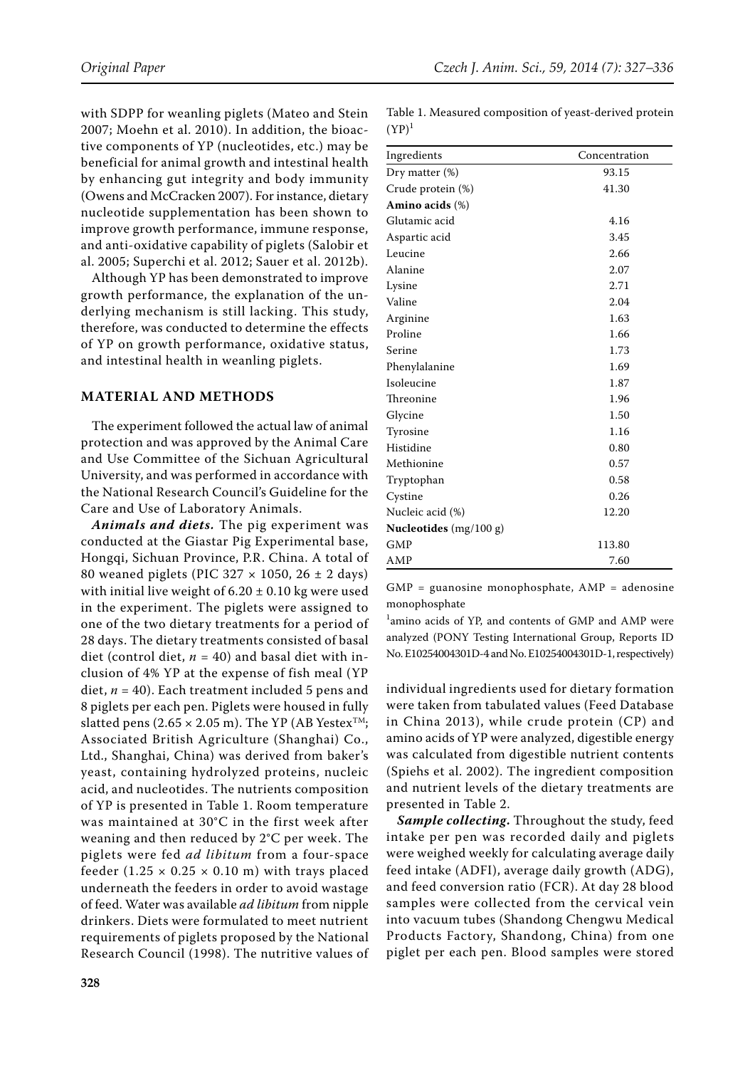with SDPP for weanling piglets (Mateo and Stein 2007; Moehn et al. 2010). In addition, the bioactive components of YP (nucleotides, etc.) may be beneficial for animal growth and intestinal health by enhancing gut integrity and body immunity (Owens and McCracken 2007). For instance, dietary nucleotide supplementation has been shown to improve growth performance, immune response, and anti-oxidative capability of piglets (Salobir et al. 2005; Superchi et al. 2012; Sauer et al. 2012b).

Although YP has been demonstrated to improve growth performance, the explanation of the underlying mechanism is still lacking. This study, therefore, was conducted to determine the effects of YP on growth performance, oxidative status, and intestinal health in weanling piglets.

## MATERIAL AND METHODS

The experiment followed the actual law of animal protection and was approved by the Animal Care and Use Committee of the Sichuan Agricultural University, and was performed in accordance with the National Research Council's Guideline for the Care and Use of Laboratory Animals.

***Animals and diets.*** The pig experiment was conducted at the Giastar Pig Experimental base, Hongqi, Sichuan Province, P.R. China. A total of 80 weaned piglets (PIC 327 × 1050, 26 ± 2 days) with initial live weight of 6.20 ± 0.10 kg were used in the experiment. The piglets were assigned to one of the two dietary treatments for a period of 28 days. The dietary treatments consisted of basal diet (control diet, $n = 40$) and basal diet with inclusion of 4% YP at the expense of fish meal (YP diet, $n = 40$). Each treatment included 5 pens and 8 piglets per each pen. Piglets were housed in fully slatted pens (2.65 × 2.05 m). The YP (AB Yestex™; Associated British Agriculture (Shanghai) Co., Ltd., Shanghai, China) was derived from baker's yeast, containing hydrolyzed proteins, nucleic acid, and nucleotides. The nutrients composition of YP is presented in Table 1. Room temperature was maintained at 30°C in the first week after weaning and then reduced by 2°C per week. The piglets were fed *ad libitum* from a four-space feeder (1.25 × 0.25 × 0.10 m) with trays placed underneath the feeders in order to avoid wastage of feed. Water was available *ad libitum* from nipple drinkers. Diets were formulated to meet nutrient requirements of piglets proposed by the National Research Council (1998). The nutritive values of individual ingredients used for dietary formation were taken from tabulated values (Feed Database in China 2013), while crude protein (CP) and amino acids of YP were analyzed, digestible energy was calculated from digestible nutrient contents (Spiehs et al. 2002). The ingredient composition and nutrient levels of the dietary treatments are presented in Table 2.

***Sample collecting.*** Throughout the study, feed intake per pen was recorded daily and piglets were weighed weekly for calculating average daily feed intake (ADFI), average daily growth (ADG), and feed conversion ratio (FCR). At day 28 blood samples were collected from the cervical vein into vacuum tubes (Shandong Chengwu Medical Products Factory, Shandong, China) from one piglet per each pen. Blood samples were stored

Table 1. Measured composition of yeast-derived protein (YP)[1]

| Ingredients | Concentration |
|---|---|
| Dry matter (%) | 93.15 |
| Crude protein (%) | 41.30 |
| **Amino acids** (%) | |
| Glutamic acid | 4.16 |
| Aspartic acid | 3.45 |
| Leucine | 2.66 |
| Alanine | 2.07 |
| Lysine | 2.71 |
| Valine | 2.04 |
| Arginine | 1.63 |
| Proline | 1.66 |
| Serine | 1.73 |
| Phenylalanine | 1.69 |
| Isoleucine | 1.87 |
| Threonine | 1.96 |
| Glycine | 1.50 |
| Tyrosine | 1.16 |
| Histidine | 0.80 |
| Methionine | 0.57 |
| Tryptophan | 0.58 |
| Cystine | 0.26 |
| Nucleic acid (%) | 12.20 |
| **Nucleotides** (mg/100 g) | |
| GMP | 113.80 |
| AMP | 7.60 |

GMP = guanosine monophosphate, AMP = adenosine monophosphate

[1]amino acids of YP, and contents of GMP and AMP were analyzed (PONY Testing International Group, Reports ID No. E10254004301D-4 and No. E10254004301D-1, respectively)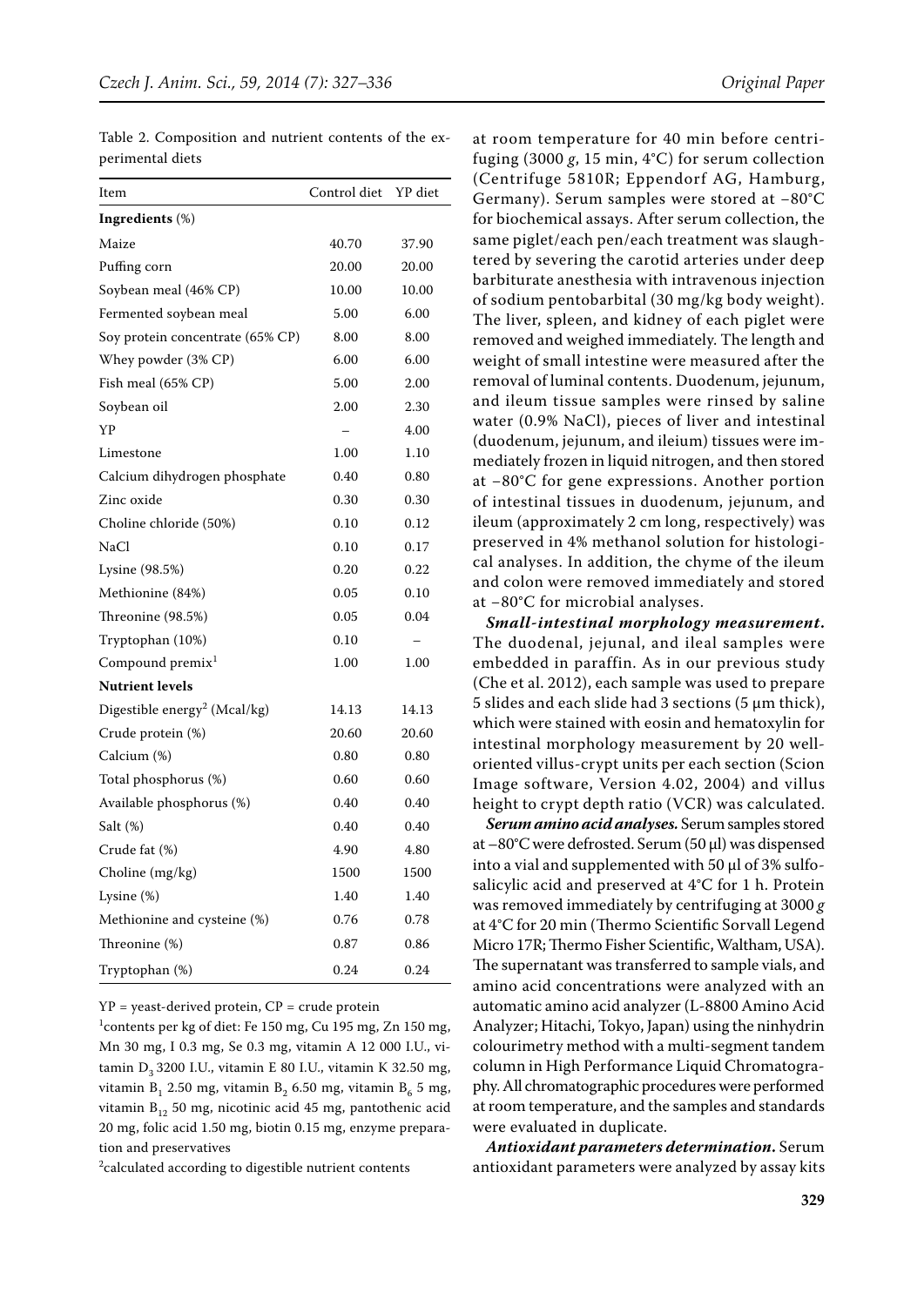Table 2. Composition and nutrient contents of the experimental diets

| Item | Control diet | YP diet |
|---|---|---|
| **Ingredients** (%) | | |
| Maize | 40.70 | 37.90 |
| Puffing corn | 20.00 | 20.00 |
| Soybean meal (46% CP) | 10.00 | 10.00 |
| Fermented soybean meal | 5.00 | 6.00 |
| Soy protein concentrate (65% CP) | 8.00 | 8.00 |
| Whey powder (3% CP) | 6.00 | 6.00 |
| Fish meal (65% CP) | 5.00 | 2.00 |
| Soybean oil | 2.00 | 2.30 |
| YP | – | 4.00 |
| Limestone | 1.00 | 1.10 |
| Calcium dihydrogen phosphate | 0.40 | 0.80 |
| Zinc oxide | 0.30 | 0.30 |
| Choline chloride (50%) | 0.10 | 0.12 |
| NaCl | 0.10 | 0.17 |
| Lysine (98.5%) | 0.20 | 0.22 |
| Methionine (84%) | 0.05 | 0.10 |
| Threonine (98.5%) | 0.05 | 0.04 |
| Tryptophan (10%) | 0.10 | – |
| Compound premix[1] | 1.00 | 1.00 |
| **Nutrient levels** | | |
| Digestible energy[2] (Mcal/kg) | 14.13 | 14.13 |
| Crude protein (%) | 20.60 | 20.60 |
| Calcium (%) | 0.80 | 0.80 |
| Total phosphorus (%) | 0.60 | 0.60 |
| Available phosphorus (%) | 0.40 | 0.40 |
| Salt (%) | 0.40 | 0.40 |
| Crude fat (%) | 4.90 | 4.80 |
| Choline (mg/kg) | 1500 | 1500 |
| Lysine (%) | 1.40 | 1.40 |
| Methionine and cysteine (%) | 0.76 | 0.78 |
| Threonine (%) | 0.87 | 0.86 |
| Tryptophan (%) | 0.24 | 0.24 |

YP = yeast-derived protein, CP = crude protein

[1]contents per kg of diet: Fe 150 mg, Cu 195 mg, Zn 150 mg, Mn 30 mg, I 0.3 mg, Se 0.3 mg, vitamin A 12 000 I.U., vitamin $D_3$ 3200 I.U., vitamin E 80 I.U., vitamin K 32.50 mg, vitamin $B_1$ 2.50 mg, vitamin $B_2$ 6.50 mg, vitamin $B_6$ 5 mg, vitamin $B_{12}$ 50 mg, nicotinic acid 45 mg, pantothenic acid 20 mg, folic acid 1.50 mg, biotin 0.15 mg, enzyme preparation and preservatives

[2]calculated according to digestible nutrient contents

at room temperature for 40 min before centrifuging (3000 *g*, 15 min, 4°C) for serum collection (Centrifuge 5810R; Eppendorf AG, Hamburg, Germany). Serum samples were stored at –80°C for biochemical assays. After serum collection, the same piglet/each pen/each treatment was slaughtered by severing the carotid arteries under deep barbiturate anesthesia with intravenous injection of sodium pentobarbital (30 mg/kg body weight). The liver, spleen, and kidney of each piglet were removed and weighed immediately. The length and weight of small intestine were measured after the removal of luminal contents. Duodenum, jejunum, and ileum tissue samples were rinsed by saline water (0.9% NaCl), pieces of liver and intestinal (duodenum, jejunum, and ileium) tissues were immediately frozen in liquid nitrogen, and then stored at –80°C for gene expressions. Another portion of intestinal tissues in duodenum, jejunum, and ileum (approximately 2 cm long, respectively) was preserved in 4% methanol solution for histological analyses. In addition, the chyme of the ileum and colon were removed immediately and stored at –80°C for microbial analyses.

***Small-intestinal morphology measurement.*** The duodenal, jejunal, and ileal samples were embedded in paraffin. As in our previous study (Che et al. 2012), each sample was used to prepare 5 slides and each slide had 3 sections (5 µm thick), which were stained with eosin and hematoxylin for intestinal morphology measurement by 20 well-oriented villus-crypt units per each section (Scion Image software, Version 4.02, 2004) and villus height to crypt depth ratio (VCR) was calculated.

***Serum amino acid analyses.*** Serum samples stored at –80°C were defrosted. Serum (50 µl) was dispensed into a vial and supplemented with 50 µl of 3% sulfosalicylic acid and preserved at 4°C for 1 h. Protein was removed immediately by centrifuging at 3000 *g* at 4°C for 20 min (Thermo Scientific Sorvall Legend Micro 17R; Thermo Fisher Scientific, Waltham, USA). The supernatant was transferred to sample vials, and amino acid concentrations were analyzed with an automatic amino acid analyzer (L-8800 Amino Acid Analyzer; Hitachi, Tokyo, Japan) using the ninhydrin colourimetry method with a multi-segment tandem column in High Performance Liquid Chromatography. All chromatographic procedures were performed at room temperature, and the samples and standards were evaluated in duplicate.

***Antioxidant parameters determination.*** Serum antioxidant parameters were analyzed by assay kits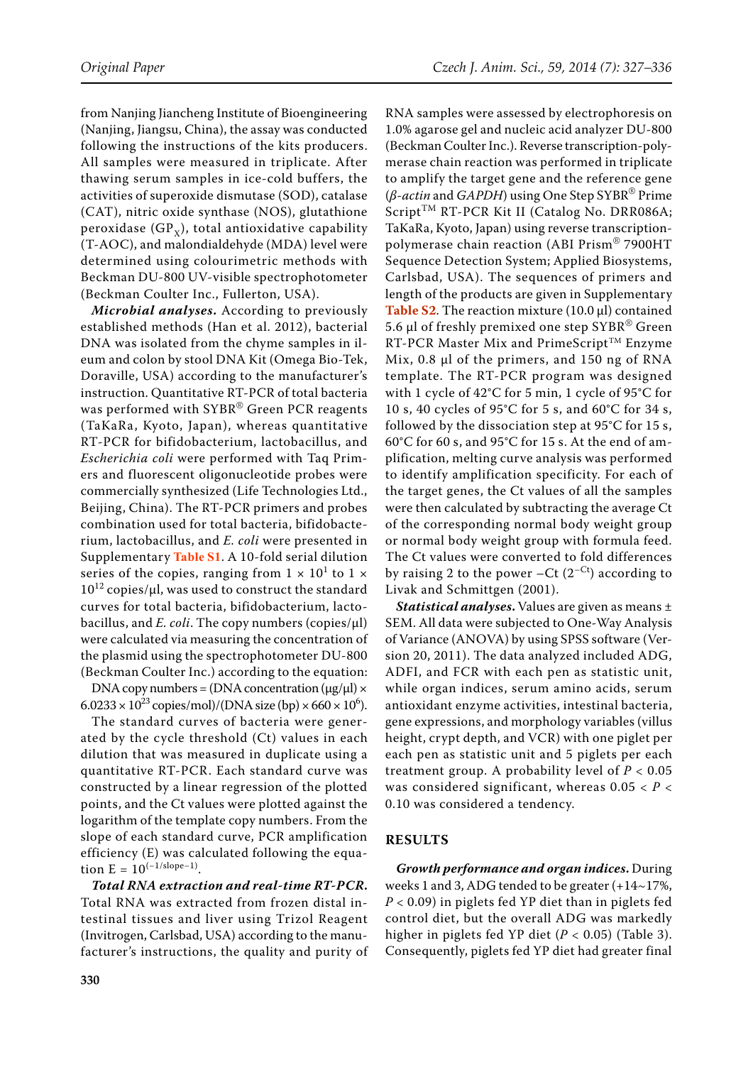from Nanjing Jiancheng Institute of Bioengineering (Nanjing, Jiangsu, China), the assay was conducted following the instructions of the kits producers. All samples were measured in triplicate. After thawing serum samples in ice-cold buffers, the activities of superoxide dismutase (SOD), catalase (CAT), nitric oxide synthase (NOS), glutathione peroxidase ($GP_X$), total antioxidative capability (T-AOC), and malondialdehyde (MDA) level were determined using colourimetric methods with Beckman DU-800 UV-visible spectrophotometer (Beckman Coulter Inc., Fullerton, USA).

***Microbial analyses.*** According to previously established methods (Han et al. 2012), bacterial DNA was isolated from the chyme samples in ileum and colon by stool DNA Kit (Omega Bio-Tek, Doraville, USA) according to the manufacturer's instruction. Quantitative RT-PCR of total bacteria was performed with SYBR® Green PCR reagents (TaKaRa, Kyoto, Japan), whereas quantitative RT-PCR for bifidobacterium, lactobacillus, and *Escherichia coli* were performed with Taq Primers and fluorescent oligonucleotide probes were commercially synthesized (Life Technologies Ltd., Beijing, China). The RT-PCR primers and probes combination used for total bacteria, bifidobacterium, lactobacillus, and *E. coli* were presented in Supplementary **Table S1**. A 10-fold serial dilution series of the copies, ranging from $1 \times 10^1$ to $1 \times 10^{12}$ copies/μl, was used to construct the standard curves for total bacteria, bifidobacterium, lactobacillus, and *E. coli*. The copy numbers (copies/μl) were calculated via measuring the concentration of the plasmid using the spectrophotometer DU-800 (Beckman Coulter Inc.) according to the equation:

$$\text{DNA copy numbers} = (\text{DNA concentration } (\mu g/\mu l) \times 6.0233 \times 10^{23} \text{ copies/mol})/(\text{DNA size (bp)} \times 660 \times 10^6).$$

The standard curves of bacteria were generated by the cycle threshold (Ct) values in each dilution that was measured in duplicate using a quantitative RT-PCR. Each standard curve was constructed by a linear regression of the plotted points, and the Ct values were plotted against the logarithm of the template copy numbers. From the slope of each standard curve, PCR amplification efficiency (E) was calculated following the equation $E = 10^{(-1/\text{slope}-1)}$.

***Total RNA extraction and real-time RT-PCR.*** Total RNA was extracted from frozen distal intestinal tissues and liver using Trizol Reagent (Invitrogen, Carlsbad, USA) according to the manufacturer's instructions, the quality and purity of RNA samples were assessed by electrophoresis on 1.0% agarose gel and nucleic acid analyzer DU-800 (Beckman Coulter Inc.). Reverse transcription-polymerase chain reaction was performed in triplicate to amplify the target gene and the reference gene (*β-actin* and *GAPDH*) using One Step SYBR® Prime Script™ RT-PCR Kit II (Catalog No. DRR086A; TaKaRa, Kyoto, Japan) using reverse transcription-polymerase chain reaction (ABI Prism® 7900HT Sequence Detection System; Applied Biosystems, Carlsbad, USA). The sequences of primers and length of the products are given in Supplementary **Table S2**. The reaction mixture (10.0 μl) contained 5.6 μl of freshly premixed one step SYBR® Green RT-PCR Master Mix and PrimeScript™ Enzyme Mix, 0.8 μl of the primers, and 150 ng of RNA template. The RT-PCR program was designed with 1 cycle of 42°C for 5 min, 1 cycle of 95°C for 10 s, 40 cycles of 95°C for 5 s, and 60°C for 34 s, followed by the dissociation step at 95°C for 15 s, 60°C for 60 s, and 95°C for 15 s. At the end of amplification, melting curve analysis was performed to identify amplification specificity. For each of the target genes, the Ct values of all the samples were then calculated by subtracting the average Ct of the corresponding normal body weight group or normal body weight group with formula feed. The Ct values were converted to fold differences by raising 2 to the power –Ct ($2^{-Ct}$) according to Livak and Schmittgen (2001).

***Statistical analyses.*** Values are given as means ± SEM. All data were subjected to One-Way Analysis of Variance (ANOVA) by using SPSS software (Version 20, 2011). The data analyzed included ADG, ADFI, and FCR with each pen as statistic unit, while organ indices, serum amino acids, serum antioxidant enzyme activities, intestinal bacteria, gene expressions, and morphology variables (villus height, crypt depth, and VCR) with one piglet per each pen as statistic unit and 5 piglets per each treatment group. A probability level of $P < 0.05$ was considered significant, whereas $0.05 < P < 0.10$ was considered a tendency.

## RESULTS

***Growth performance and organ indices.*** During weeks 1 and 3, ADG tended to be greater (+14~17%, $P < 0.09$) in piglets fed YP diet than in piglets fed control diet, but the overall ADG was markedly higher in piglets fed YP diet ($P < 0.05$) (Table 3). Consequently, piglets fed YP diet had greater final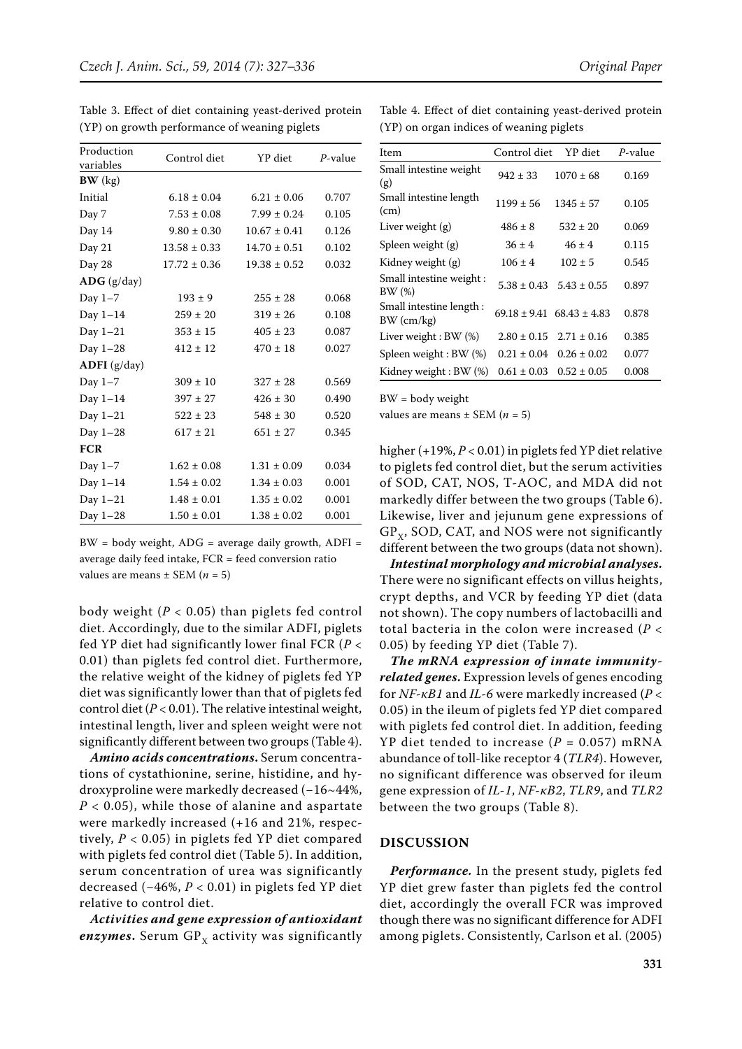Table 3. Effect of diet containing yeast-derived protein (YP) on growth performance of weaning piglets

| Production variables | Control diet | YP diet | *P*-value |
|---|---|---|---|
| **BW** (kg) | | | |
| Initial | 6.18 ± 0.04 | 6.21 ± 0.06 | 0.707 |
| Day 7 | 7.53 ± 0.08 | 7.99 ± 0.24 | 0.105 |
| Day 14 | 9.80 ± 0.30 | 10.67 ± 0.41 | 0.126 |
| Day 21 | 13.58 ± 0.33 | 14.70 ± 0.51 | 0.102 |
| Day 28 | 17.72 ± 0.36 | 19.38 ± 0.52 | 0.032 |
| **ADG** (g/day) | | | |
| Day 1–7 | 193 ± 9 | 255 ± 28 | 0.068 |
| Day 1–14 | 259 ± 20 | 319 ± 26 | 0.108 |
| Day 1–21 | 353 ± 15 | 405 ± 23 | 0.087 |
| Day 1–28 | 412 ± 12 | 470 ± 18 | 0.027 |
| **ADFI** (g/day) | | | |
| Day 1–7 | 309 ± 10 | 327 ± 28 | 0.569 |
| Day 1–14 | 397 ± 27 | 426 ± 30 | 0.490 |
| Day 1–21 | 522 ± 23 | 548 ± 30 | 0.520 |
| Day 1–28 | 617 ± 21 | 651 ± 27 | 0.345 |
| **FCR** | | | |
| Day 1–7 | 1.62 ± 0.08 | 1.31 ± 0.09 | 0.034 |
| Day 1–14 | 1.54 ± 0.02 | 1.34 ± 0.03 | 0.001 |
| Day 1–21 | 1.48 ± 0.01 | 1.35 ± 0.02 | 0.001 |
| Day 1–28 | 1.50 ± 0.01 | 1.38 ± 0.02 | 0.001 |

BW = body weight, ADG = average daily growth, ADFI = average daily feed intake, FCR = feed conversion ratio
values are means ± SEM ($n$ = 5)

body weight ($P$ < 0.05) than piglets fed control diet. Accordingly, due to the similar ADFI, piglets fed YP diet had significantly lower final FCR ($P$ < 0.01) than piglets fed control diet. Furthermore, the relative weight of the kidney of piglets fed YP diet was significantly lower than that of piglets fed control diet ($P$ < 0.01). The relative intestinal weight, intestinal length, liver and spleen weight were not significantly different between two groups (Table 4).

***Amino acids concentrations.*** Serum concentrations of cystathionine, serine, histidine, and hydroxyproline were markedly decreased (–16~44%, $P$ < 0.05), while those of alanine and aspartate were markedly increased (+16 and 21%, respectively, $P$ < 0.05) in piglets fed YP diet compared with piglets fed control diet (Table 5). In addition, serum concentration of urea was significantly decreased (–46%, $P$ < 0.01) in piglets fed YP diet relative to control diet.

***Activities and gene expression of antioxidant enzymes.*** Serum $GP_X$ activity was significantly

Table 4. Effect of diet containing yeast-derived protein (YP) on organ indices of weaning piglets

| Item | Control diet | YP diet | *P*-value |
|---|---|---|---|
| Small intestine weight (g) | 942 ± 33 | 1070 ± 68 | 0.169 |
| Small intestine length (cm) | 1199 ± 56 | 1345 ± 57 | 0.105 |
| Liver weight (g) | 486 ± 8 | 532 ± 20 | 0.069 |
| Spleen weight (g) | 36 ± 4 | 46 ± 4 | 0.115 |
| Kidney weight (g) | 106 ± 4 | 102 ± 5 | 0.545 |
| Small intestine weight : BW (%) | 5.38 ± 0.43 | 5.43 ± 0.55 | 0.897 |
| Small intestine length : BW (cm/kg) | 69.18 ± 9.41 | 68.43 ± 4.83 | 0.878 |
| Liver weight : BW (%) | 2.80 ± 0.15 | 2.71 ± 0.16 | 0.385 |
| Spleen weight : BW (%) | 0.21 ± 0.04 | 0.26 ± 0.02 | 0.077 |
| Kidney weight : BW (%) | 0.61 ± 0.03 | 0.52 ± 0.05 | 0.008 |

BW = body weight
values are means ± SEM ($n$ = 5)

higher (+19%, $P$ < 0.01) in piglets fed YP diet relative to piglets fed control diet, but the serum activities of SOD, CAT, NOS, T-AOC, and MDA did not markedly differ between the two groups (Table 6). Likewise, liver and jejunum gene expressions of $GP_X$, SOD, CAT, and NOS were not significantly different between the two groups (data not shown).

***Intestinal morphology and microbial analyses.*** There were no significant effects on villus heights, crypt depths, and VCR by feeding YP diet (data not shown). The copy numbers of lactobacilli and total bacteria in the colon were increased ($P$ < 0.05) by feeding YP diet (Table 7).

***The mRNA expression of innate immunity-related genes.*** Expression levels of genes encoding for *NF-κB1* and *IL-6* were markedly increased ($P$ < 0.05) in the ileum of piglets fed YP diet compared with piglets fed control diet. In addition, feeding YP diet tended to increase ($P$ = 0.057) mRNA abundance of toll-like receptor 4 (*TLR4*). However, no significant difference was observed for ileum gene expression of *IL-1*, *NF-κB2*, *TLR9*, and *TLR2* between the two groups (Table 8).

## DISCUSSION

***Performance.*** In the present study, piglets fed YP diet grew faster than piglets fed the control diet, accordingly the overall FCR was improved though there was no significant difference for ADFI among piglets. Consistently, Carlson et al. (2005)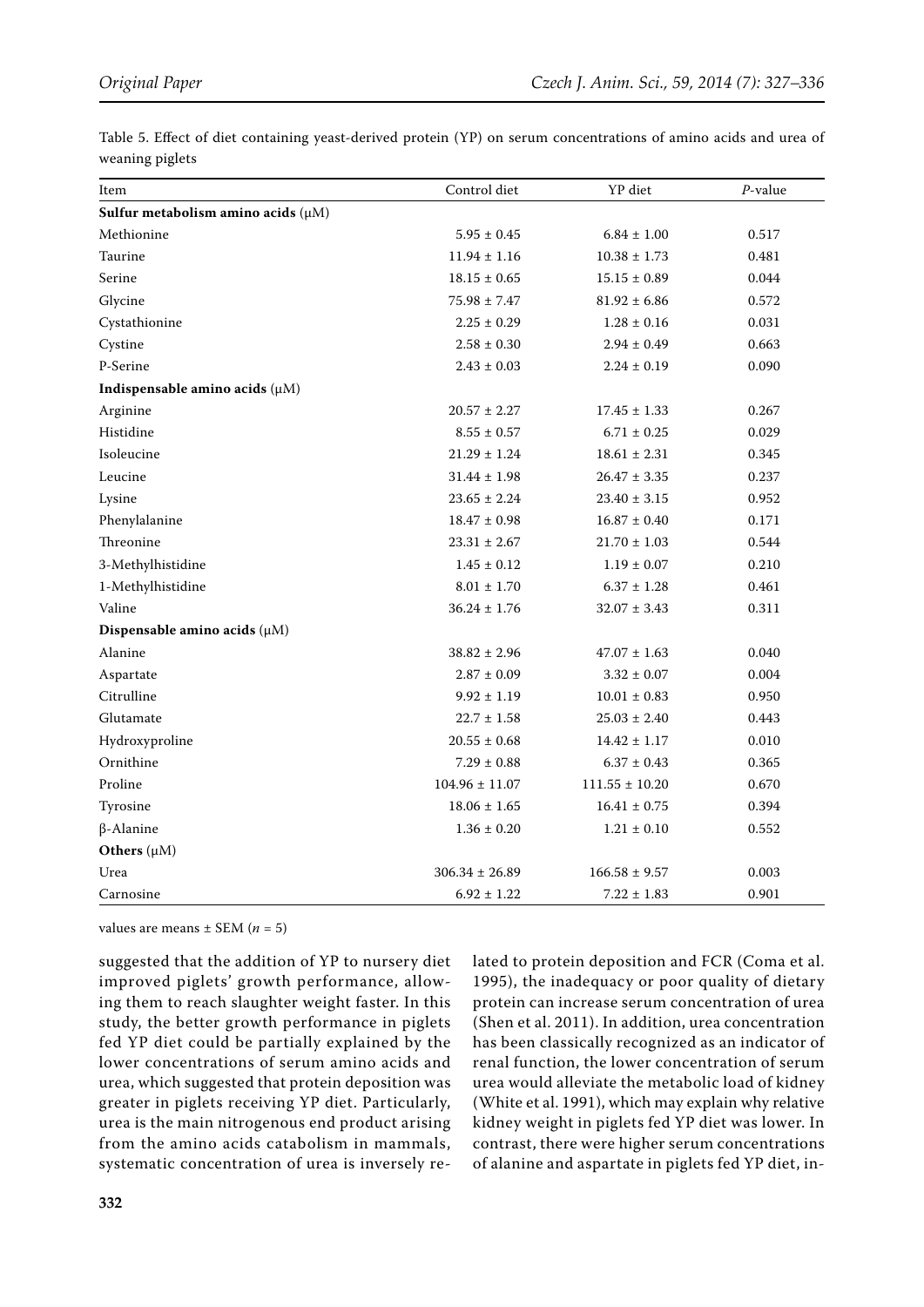Table 5. Effect of diet containing yeast-derived protein (YP) on serum concentrations of amino acids and urea of weaning piglets

| Item | Control diet | YP diet | *P*-value |
|---|---|---|---|
| **Sulfur metabolism amino acids** (μM) | | | |
| Methionine | 5.95 ± 0.45 | 6.84 ± 1.00 | 0.517 |
| Taurine | 11.94 ± 1.16 | 10.38 ± 1.73 | 0.481 |
| Serine | 18.15 ± 0.65 | 15.15 ± 0.89 | 0.044 |
| Glycine | 75.98 ± 7.47 | 81.92 ± 6.86 | 0.572 |
| Cystathionine | 2.25 ± 0.29 | 1.28 ± 0.16 | 0.031 |
| Cystine | 2.58 ± 0.30 | 2.94 ± 0.49 | 0.663 |
| P-Serine | 2.43 ± 0.03 | 2.24 ± 0.19 | 0.090 |
| **Indispensable amino acids** (μM) | | | |
| Arginine | 20.57 ± 2.27 | 17.45 ± 1.33 | 0.267 |
| Histidine | 8.55 ± 0.57 | 6.71 ± 0.25 | 0.029 |
| Isoleucine | 21.29 ± 1.24 | 18.61 ± 2.31 | 0.345 |
| Leucine | 31.44 ± 1.98 | 26.47 ± 3.35 | 0.237 |
| Lysine | 23.65 ± 2.24 | 23.40 ± 3.15 | 0.952 |
| Phenylalanine | 18.47 ± 0.98 | 16.87 ± 0.40 | 0.171 |
| Threonine | 23.31 ± 2.67 | 21.70 ± 1.03 | 0.544 |
| 3-Methylhistidine | 1.45 ± 0.12 | 1.19 ± 0.07 | 0.210 |
| 1-Methylhistidine | 8.01 ± 1.70 | 6.37 ± 1.28 | 0.461 |
| Valine | 36.24 ± 1.76 | 32.07 ± 3.43 | 0.311 |
| **Dispensable amino acids** (μM) | | | |
| Alanine | 38.82 ± 2.96 | 47.07 ± 1.63 | 0.040 |
| Aspartate | 2.87 ± 0.09 | 3.32 ± 0.07 | 0.004 |
| Citrulline | 9.92 ± 1.19 | 10.01 ± 0.83 | 0.950 |
| Glutamate | 22.7 ± 1.58 | 25.03 ± 2.40 | 0.443 |
| Hydroxyproline | 20.55 ± 0.68 | 14.42 ± 1.17 | 0.010 |
| Ornithine | 7.29 ± 0.88 | 6.37 ± 0.43 | 0.365 |
| Proline | 104.96 ± 11.07 | 111.55 ± 10.20 | 0.670 |
| Tyrosine | 18.06 ± 1.65 | 16.41 ± 0.75 | 0.394 |
| β-Alanine | 1.36 ± 0.20 | 1.21 ± 0.10 | 0.552 |
| **Others** (μM) | | | |
| Urea | 306.34 ± 26.89 | 166.58 ± 9.57 | 0.003 |
| Carnosine | 6.92 ± 1.22 | 7.22 ± 1.83 | 0.901 |

values are means ± SEM ($n = 5$)

suggested that the addition of YP to nursery diet improved piglets' growth performance, allowing them to reach slaughter weight faster. In this study, the better growth performance in piglets fed YP diet could be partially explained by the lower concentrations of serum amino acids and urea, which suggested that protein deposition was greater in piglets receiving YP diet. Particularly, urea is the main nitrogenous end product arising from the amino acids catabolism in mammals, systematic concentration of urea is inversely related to protein deposition and FCR (Coma et al. 1995), the inadequacy or poor quality of dietary protein can increase serum concentration of urea (Shen et al. 2011). In addition, urea concentration has been classically recognized as an indicator of renal function, the lower concentration of serum urea would alleviate the metabolic load of kidney (White et al. 1991), which may explain why relative kidney weight in piglets fed YP diet was lower. In contrast, there were higher serum concentrations of alanine and aspartate in piglets fed YP diet, in-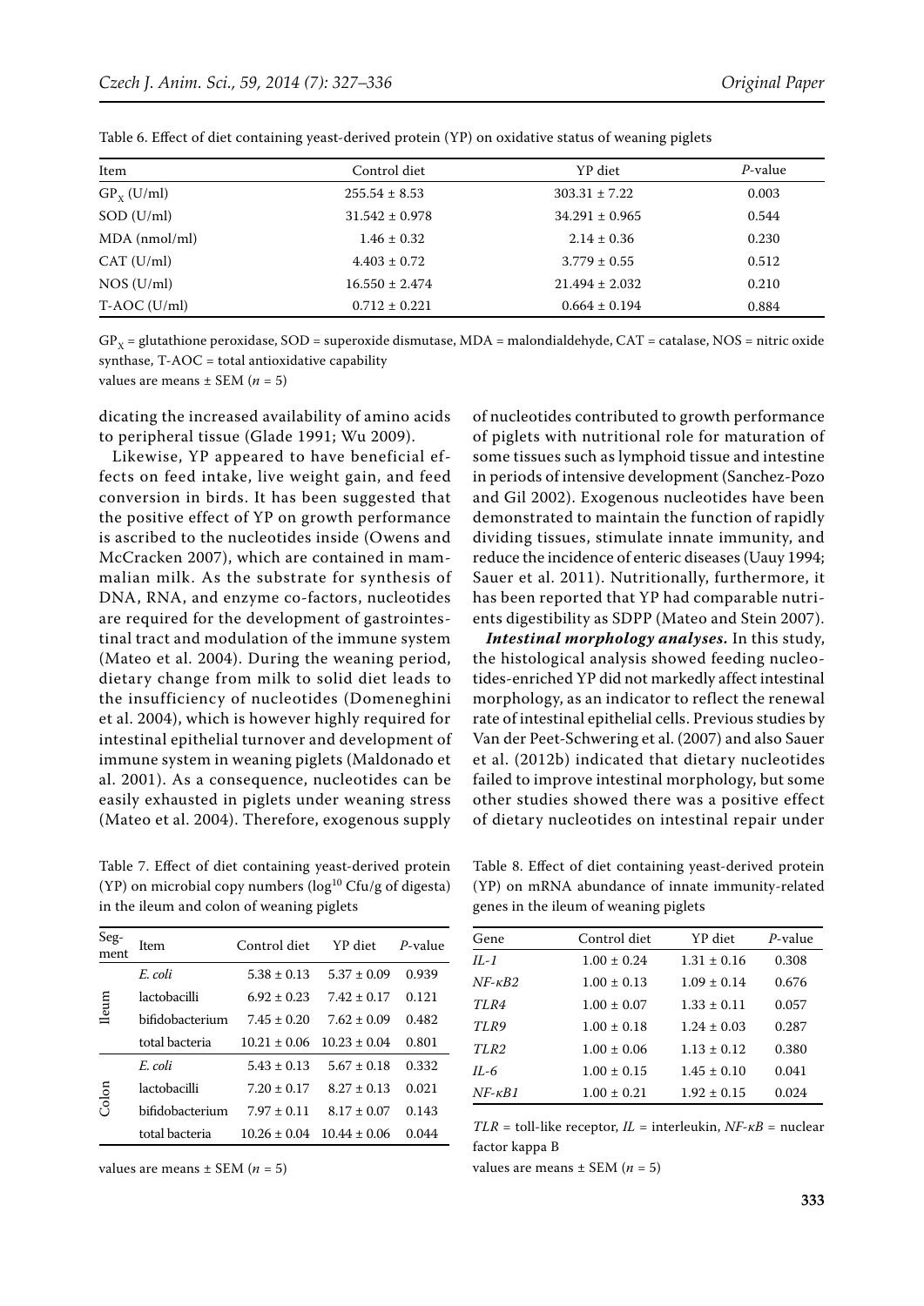Table 6. Effect of diet containing yeast-derived protein (YP) on oxidative status of weaning piglets

| Item | Control diet | YP diet | *P*-value |
|---|---|---|---|
| $GP_X$ (U/ml) | 255.54 ± 8.53 | 303.31 ± 7.22 | 0.003 |
| SOD (U/ml) | 31.542 ± 0.978 | 34.291 ± 0.965 | 0.544 |
| MDA (nmol/ml) | 1.46 ± 0.32 | 2.14 ± 0.36 | 0.230 |
| CAT (U/ml) | 4.403 ± 0.72 | 3.779 ± 0.55 | 0.512 |
| NOS (U/ml) | 16.550 ± 2.474 | 21.494 ± 2.032 | 0.210 |
| T-AOC (U/ml) | 0.712 ± 0.221 | 0.664 ± 0.194 | 0.884 |

$GP_X$ = glutathione peroxidase, SOD = superoxide dismutase, MDA = malondialdehyde, CAT = catalase, NOS = nitric oxide synthase, T-AOC = total antioxidative capability

values are means ± SEM ($n$ = 5)

dicating the increased availability of amino acids to peripheral tissue (Glade 1991; Wu 2009).

Likewise, YP appeared to have beneficial effects on feed intake, live weight gain, and feed conversion in birds. It has been suggested that the positive effect of YP on growth performance is ascribed to the nucleotides inside (Owens and McCracken 2007), which are contained in mammalian milk. As the substrate for synthesis of DNA, RNA, and enzyme co-factors, nucleotides are required for the development of gastrointestinal tract and modulation of the immune system (Mateo et al. 2004). During the weaning period, dietary change from milk to solid diet leads to the insufficiency of nucleotides (Domeneghini et al. 2004), which is however highly required for intestinal epithelial turnover and development of immune system in weaning piglets (Maldonado et al. 2001). As a consequence, nucleotides can be easily exhausted in piglets under weaning stress (Mateo et al. 2004). Therefore, exogenous supply of nucleotides contributed to growth performance of piglets with nutritional role for maturation of some tissues such as lymphoid tissue and intestine in periods of intensive development (Sanchez-Pozo and Gil 2002). Exogenous nucleotides have been demonstrated to maintain the function of rapidly dividing tissues, stimulate innate immunity, and reduce the incidence of enteric diseases (Uauy 1994; Sauer et al. 2011). Nutritionally, furthermore, it has been reported that YP had comparable nutrients digestibility as SDPP (Mateo and Stein 2007).

***Intestinal morphology analyses.*** In this study, the histological analysis showed feeding nucleotides-enriched YP did not markedly affect intestinal morphology, as an indicator to reflect the renewal rate of intestinal epithelial cells. Previous studies by Van der Peet-Schwering et al. (2007) and also Sauer et al. (2012b) indicated that dietary nucleotides failed to improve intestinal morphology, but some other studies showed there was a positive effect of dietary nucleotides on intestinal repair under

Table 7. Effect of diet containing yeast-derived protein (YP) on microbial copy numbers ($\log^{10}$ Cfu/g of digesta) in the ileum and colon of weaning piglets

| Segment | Item | Control diet | YP diet | *P*-value |
|---|---|---|---|---|
| Ileum | *E. coli* | 5.38 ± 0.13 | 5.37 ± 0.09 | 0.939 |
| | lactobacilli | 6.92 ± 0.23 | 7.42 ± 0.17 | 0.121 |
| | bifidobacterium | 7.45 ± 0.20 | 7.62 ± 0.09 | 0.482 |
| | total bacteria | 10.21 ± 0.06 | 10.23 ± 0.04 | 0.801 |
| Colon | *E. coli* | 5.43 ± 0.13 | 5.67 ± 0.18 | 0.332 |
| | lactobacilli | 7.20 ± 0.17 | 8.27 ± 0.13 | 0.021 |
| | bifidobacterium | 7.97 ± 0.11 | 8.17 ± 0.07 | 0.143 |
| | total bacteria | 10.26 ± 0.04 | 10.44 ± 0.06 | 0.044 |

values are means ± SEM ($n$ = 5)

Table 8. Effect of diet containing yeast-derived protein (YP) on mRNA abundance of innate immunity-related genes in the ileum of weaning piglets

| Gene | Control diet | YP diet | *P*-value |
|---|---|---|---|
| *IL-1* | 1.00 ± 0.24 | 1.31 ± 0.16 | 0.308 |
| *NF-κB2* | 1.00 ± 0.13 | 1.09 ± 0.14 | 0.676 |
| *TLR4* | 1.00 ± 0.07 | 1.33 ± 0.11 | 0.057 |
| *TLR9* | 1.00 ± 0.18 | 1.24 ± 0.03 | 0.287 |
| *TLR2* | 1.00 ± 0.06 | 1.13 ± 0.12 | 0.380 |
| *IL-6* | 1.00 ± 0.15 | 1.45 ± 0.10 | 0.041 |
| *NF-κB1* | 1.00 ± 0.21 | 1.92 ± 0.15 | 0.024 |

*TLR* = toll-like receptor, *IL* = interleukin, *NF-κB* = nuclear factor kappa B

values are means ± SEM ($n$ = 5)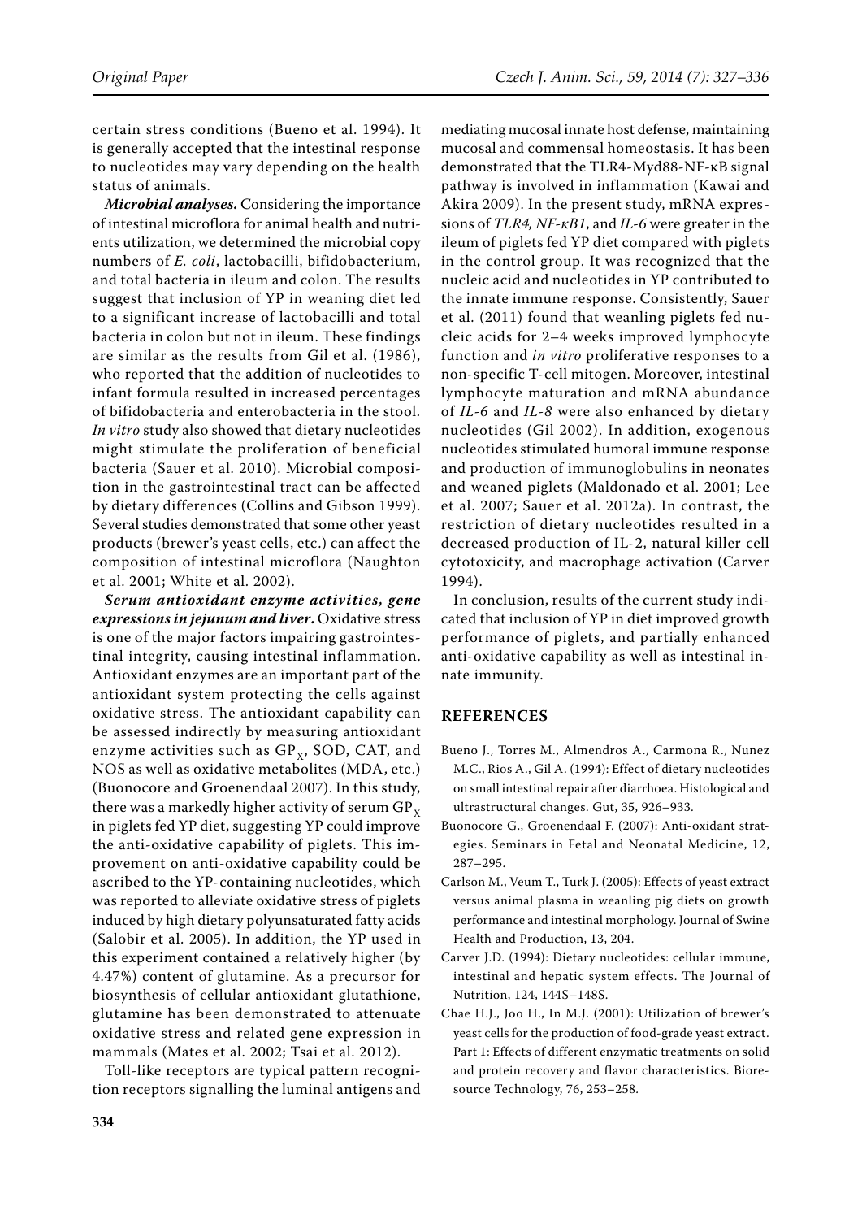certain stress conditions (Bueno et al. 1994). It is generally accepted that the intestinal response to nucleotides may vary depending on the health status of animals.

***Microbial analyses.*** Considering the importance of intestinal microflora for animal health and nutrients utilization, we determined the microbial copy numbers of *E. coli*, lactobacilli, bifidobacterium, and total bacteria in ileum and colon. The results suggest that inclusion of YP in weaning diet led to a significant increase of lactobacilli and total bacteria in colon but not in ileum. These findings are similar as the results from Gil et al. (1986), who reported that the addition of nucleotides to infant formula resulted in increased percentages of bifidobacteria and enterobacteria in the stool. *In vitro* study also showed that dietary nucleotides might stimulate the proliferation of beneficial bacteria (Sauer et al. 2010). Microbial composition in the gastrointestinal tract can be affected by dietary differences (Collins and Gibson 1999). Several studies demonstrated that some other yeast products (brewer's yeast cells, etc.) can affect the composition of intestinal microflora (Naughton et al. 2001; White et al. 2002).

***Serum antioxidant enzyme activities, gene expressions in jejunum and liver.*** Oxidative stress is one of the major factors impairing gastrointestinal integrity, causing intestinal inflammation. Antioxidant enzymes are an important part of the antioxidant system protecting the cells against oxidative stress. The antioxidant capability can be assessed indirectly by measuring antioxidant enzyme activities such as $GP_X$, SOD, CAT, and NOS as well as oxidative metabolites (MDA, etc.) (Buonocore and Groenendaal 2007). In this study, there was a markedly higher activity of serum $GP_X$ in piglets fed YP diet, suggesting YP could improve the anti-oxidative capability of piglets. This improvement on anti-oxidative capability could be ascribed to the YP-containing nucleotides, which was reported to alleviate oxidative stress of piglets induced by high dietary polyunsaturated fatty acids (Salobir et al. 2005). In addition, the YP used in this experiment contained a relatively higher (by 4.47%) content of glutamine. As a precursor for biosynthesis of cellular antioxidant glutathione, glutamine has been demonstrated to attenuate oxidative stress and related gene expression in mammals (Mates et al. 2002; Tsai et al. 2012).

Toll-like receptors are typical pattern recognition receptors signalling the luminal antigens and mediating mucosal innate host defense, maintaining mucosal and commensal homeostasis. It has been demonstrated that the TLR4-Myd88-NF-κB signal pathway is involved in inflammation (Kawai and Akira 2009). In the present study, mRNA expressions of *TLR4, NF-κB1*, and *IL-6* were greater in the ileum of piglets fed YP diet compared with piglets in the control group. It was recognized that the nucleic acid and nucleotides in YP contributed to the innate immune response. Consistently, Sauer et al. (2011) found that weanling piglets fed nucleic acids for 2–4 weeks improved lymphocyte function and *in vitro* proliferative responses to a non-specific T-cell mitogen. Moreover, intestinal lymphocyte maturation and mRNA abundance of *IL-6* and *IL-8* were also enhanced by dietary nucleotides (Gil 2002). In addition, exogenous nucleotides stimulated humoral immune response and production of immunoglobulins in neonates and weaned piglets (Maldonado et al. 2001; Lee et al. 2007; Sauer et al. 2012a). In contrast, the restriction of dietary nucleotides resulted in a decreased production of IL-2, natural killer cell cytotoxicity, and macrophage activation (Carver 1994).

In conclusion, results of the current study indicated that inclusion of YP in diet improved growth performance of piglets, and partially enhanced anti-oxidative capability as well as intestinal innate immunity.

## REFERENCES

Bueno J., Torres M., Almendros A., Carmona R., Nunez M.C., Rios A., Gil A. (1994): Effect of dietary nucleotides on small intestinal repair after diarrhoea. Histological and ultrastructural changes. Gut, 35, 926–933.

Buonocore G., Groenendaal F. (2007): Anti-oxidant strategies. Seminars in Fetal and Neonatal Medicine, 12, 287–295.

Carlson M., Veum T., Turk J. (2005): Effects of yeast extract versus animal plasma in weanling pig diets on growth performance and intestinal morphology. Journal of Swine Health and Production, 13, 204.

Carver J.D. (1994): Dietary nucleotides: cellular immune, intestinal and hepatic system effects. The Journal of Nutrition, 124, 144S–148S.

Chae H.J., Joo H., In M.J. (2001): Utilization of brewer's yeast cells for the production of food-grade yeast extract. Part 1: Effects of different enzymatic treatments on solid and protein recovery and flavor characteristics. Bioresource Technology, 76, 253–258.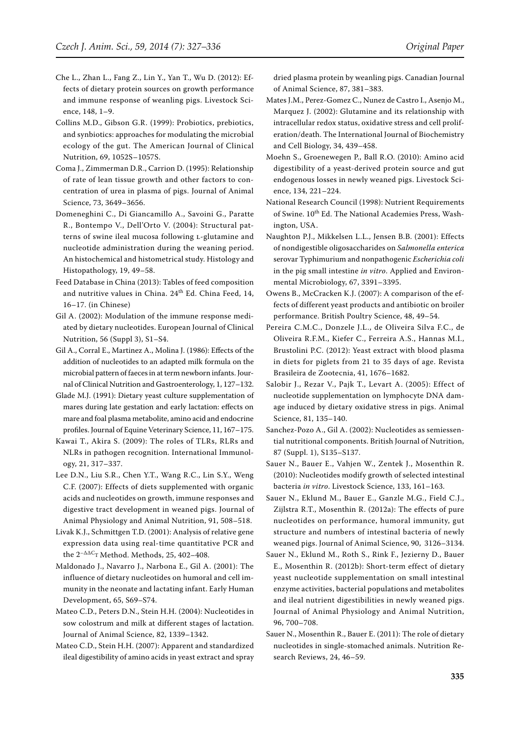Che L., Zhan L., Fang Z., Lin Y., Yan T., Wu D. (2012): Effects of dietary protein sources on growth performance and immune response of weanling pigs. Livestock Science, 148, 1–9.

Collins M.D., Gibson G.R. (1999): Probiotics, prebiotics, and synbiotics: approaches for modulating the microbial ecology of the gut. The American Journal of Clinical Nutrition, 69, 1052S–1057S.

Coma J., Zimmerman D.R., Carrion D. (1995): Relationship of rate of lean tissue growth and other factors to concentration of urea in plasma of pigs. Journal of Animal Science, 73, 3649–3656.

Domeneghini C., Di Giancamillo A., Savoini G., Paratte R., Bontempo V., Dell'Orto V. (2004): Structural patterns of swine ileal mucosa following L-glutamine and nucleotide administration during the weaning period. An histochemical and histometrical study. Histology and Histopathology, 19, 49–58.

Feed Database in China (2013): Tables of feed composition and nutritive values in China. 24th Ed. China Feed, 14, 16–17. (in Chinese)

Gil A. (2002): Modulation of the immune response mediated by dietary nucleotides. European Journal of Clinical Nutrition, 56 (Suppl 3), S1–S4.

Gil A., Corral E., Martinez A., Molina J. (1986): Effects of the addition of nucleotides to an adapted milk formula on the microbial pattern of faeces in at term newborn infants. Journal of Clinical Nutrition and Gastroenterology, 1, 127–132.

Glade M.J. (1991): Dietary yeast culture supplementation of mares during late gestation and early lactation: effects on mare and foal plasma metabolite, amino acid and endocrine profiles. Journal of Equine Veterinary Science, 11, 167–175.

Kawai T., Akira S. (2009): The roles of TLRs, RLRs and NLRs in pathogen recognition. International Immunology, 21, 317–337.

Lee D.N., Liu S.R., Chen Y.T., Wang R.C., Lin S.Y., Weng C.F. (2007): Effects of diets supplemented with organic acids and nucleotides on growth, immune responses and digestive tract development in weaned pigs. Journal of Animal Physiology and Animal Nutrition, 91, 508–518.

Livak K.J., Schmittgen T.D. (2001): Analysis of relative gene expression data using real-time quantitative PCR and the $2^{-\Delta\Delta C_T}$ Method. Methods, 25, 402–408.

Maldonado J., Navarro J., Narbona E., Gil A. (2001): The influence of dietary nucleotides on humoral and cell immunity in the neonate and lactating infant. Early Human Development, 65, S69–S74.

Mateo C.D., Peters D.N., Stein H.H. (2004): Nucleotides in sow colostrum and milk at different stages of lactation. Journal of Animal Science, 82, 1339–1342.

Mateo C.D., Stein H.H. (2007): Apparent and standardized ileal digestibility of amino acids in yeast extract and spray dried plasma protein by weanling pigs. Canadian Journal of Animal Science, 87, 381–383.

Mates J.M., Perez-Gomez C., Nunez de Castro I., Asenjo M., Marquez J. (2002): Glutamine and its relationship with intracellular redox status, oxidative stress and cell proliferation/death. The International Journal of Biochemistry and Cell Biology, 34, 439–458.

Moehn S., Groenewegen P., Ball R.O. (2010): Amino acid digestibility of a yeast-derived protein source and gut endogenous losses in newly weaned pigs. Livestock Science, 134, 221–224.

National Research Council (1998): Nutrient Requirements of Swine. 10th Ed. The National Academies Press, Washington, USA.

Naughton P.J., Mikkelsen L.L., Jensen B.B. (2001): Effects of nondigestible oligosaccharides on *Salmonella enterica* serovar Typhimurium and nonpathogenic *Escherichia coli* in the pig small intestine *in vitro*. Applied and Environmental Microbiology, 67, 3391–3395.

Owens B., McCracken K.J. (2007): A comparison of the effects of different yeast products and antibiotic on broiler performance. British Poultry Science, 48, 49–54.

Pereira C.M.C., Donzele J.L., de Oliveira Silva F.C., de Oliveira R.F.M., Kiefer C., Ferreira A.S., Hannas M.I., Brustolini P.C. (2012): Yeast extract with blood plasma in diets for piglets from 21 to 35 days of age. Revista Brasileira de Zootecnia, 41, 1676–1682.

Salobir J., Rezar V., Pajk T., Levart A. (2005): Effect of nucleotide supplementation on lymphocyte DNA damage induced by dietary oxidative stress in pigs. Animal Science, 81, 135–140.

Sanchez-Pozo A., Gil A. (2002): Nucleotides as semiessential nutritional components. British Journal of Nutrition, 87 (Suppl. 1), S135–S137.

Sauer N., Bauer E., Vahjen W., Zentek J., Mosenthin R. (2010): Nucleotides modify growth of selected intestinal bacteria *in vitro*. Livestock Science, 133, 161–163.

Sauer N., Eklund M., Bauer E., Ganzle M.G., Field C.J., Zijlstra R.T., Mosenthin R. (2012a): The effects of pure nucleotides on performance, humoral immunity, gut structure and numbers of intestinal bacteria of newly weaned pigs. Journal of Animal Science, 90, 3126–3134.

Sauer N., Eklund M., Roth S., Rink F., Jezierny D., Bauer E., Mosenthin R. (2012b): Short-term effect of dietary yeast nucleotide supplementation on small intestinal enzyme activities, bacterial populations and metabolites and ileal nutrient digestibilities in newly weaned pigs. Journal of Animal Physiology and Animal Nutrition, 96, 700–708.

Sauer N., Mosenthin R., Bauer E. (2011): The role of dietary nucleotides in single-stomached animals. Nutrition Research Reviews, 24, 46–59.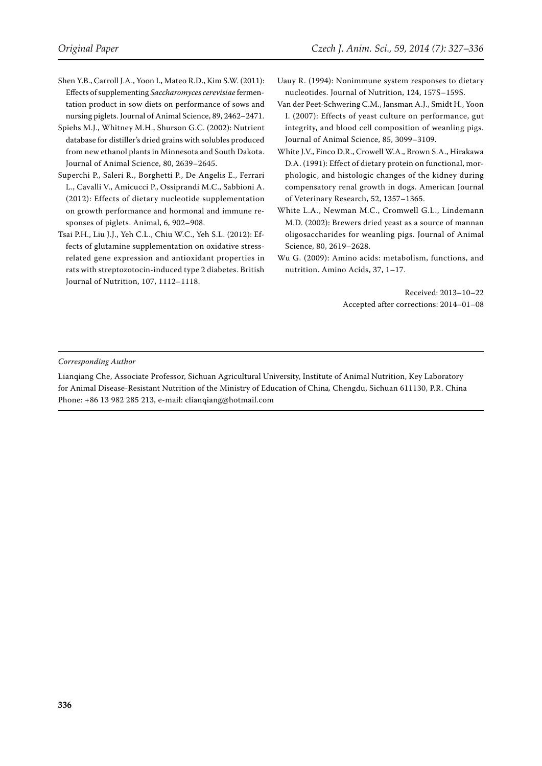Shen Y.B., Carroll J.A., Yoon I., Mateo R.D., Kim S.W. (2011): Effects of supplementing *Saccharomyces cerevisiae* fermentation product in sow diets on performance of sows and nursing piglets. Journal of Animal Science, 89, 2462–2471.

Spiehs M.J., Whitney M.H., Shurson G.C. (2002): Nutrient database for distiller's dried grains with solubles produced from new ethanol plants in Minnesota and South Dakota. Journal of Animal Science, 80, 2639–2645.

Superchi P., Saleri R., Borghetti P., De Angelis E., Ferrari L., Cavalli V., Amicucci P., Ossiprandi M.C., Sabbioni A. (2012): Effects of dietary nucleotide supplementation on growth performance and hormonal and immune responses of piglets. Animal, 6, 902–908.

Tsai P.H., Liu J.J., Yeh C.L., Chiu W.C., Yeh S.L. (2012): Effects of glutamine supplementation on oxidative stress-related gene expression and antioxidant properties in rats with streptozotocin-induced type 2 diabetes. British Journal of Nutrition, 107, 1112–1118.

Uauy R. (1994): Nonimmune system responses to dietary nucleotides. Journal of Nutrition, 124, 157S–159S.

Van der Peet-Schwering C.M., Jansman A.J., Smidt H., Yoon I. (2007): Effects of yeast culture on performance, gut integrity, and blood cell composition of weanling pigs. Journal of Animal Science, 85, 3099–3109.

White J.V., Finco D.R., Crowell W.A., Brown S.A., Hirakawa D.A. (1991): Effect of dietary protein on functional, morphologic, and histologic changes of the kidney during compensatory renal growth in dogs. American Journal of Veterinary Research, 52, 1357–1365.

White L.A., Newman M.C., Cromwell G.L., Lindemann M.D. (2002): Brewers dried yeast as a source of mannan oligosaccharides for weanling pigs. Journal of Animal Science, 80, 2619–2628.

Wu G. (2009): Amino acids: metabolism, functions, and nutrition. Amino Acids, 37, 1–17.

Received: 2013–10–22
Accepted after corrections: 2014–01–08

*Corresponding Author*

Lianqiang Che, Associate Professor, Sichuan Agricultural University, Institute of Animal Nutrition, Key Laboratory for Animal Disease-Resistant Nutrition of the Ministry of Education of China, Chengdu, Sichuan 611130, P.R. China
Phone: +86 13 982 285 213, e-mail: clianqiang@hotmail.com